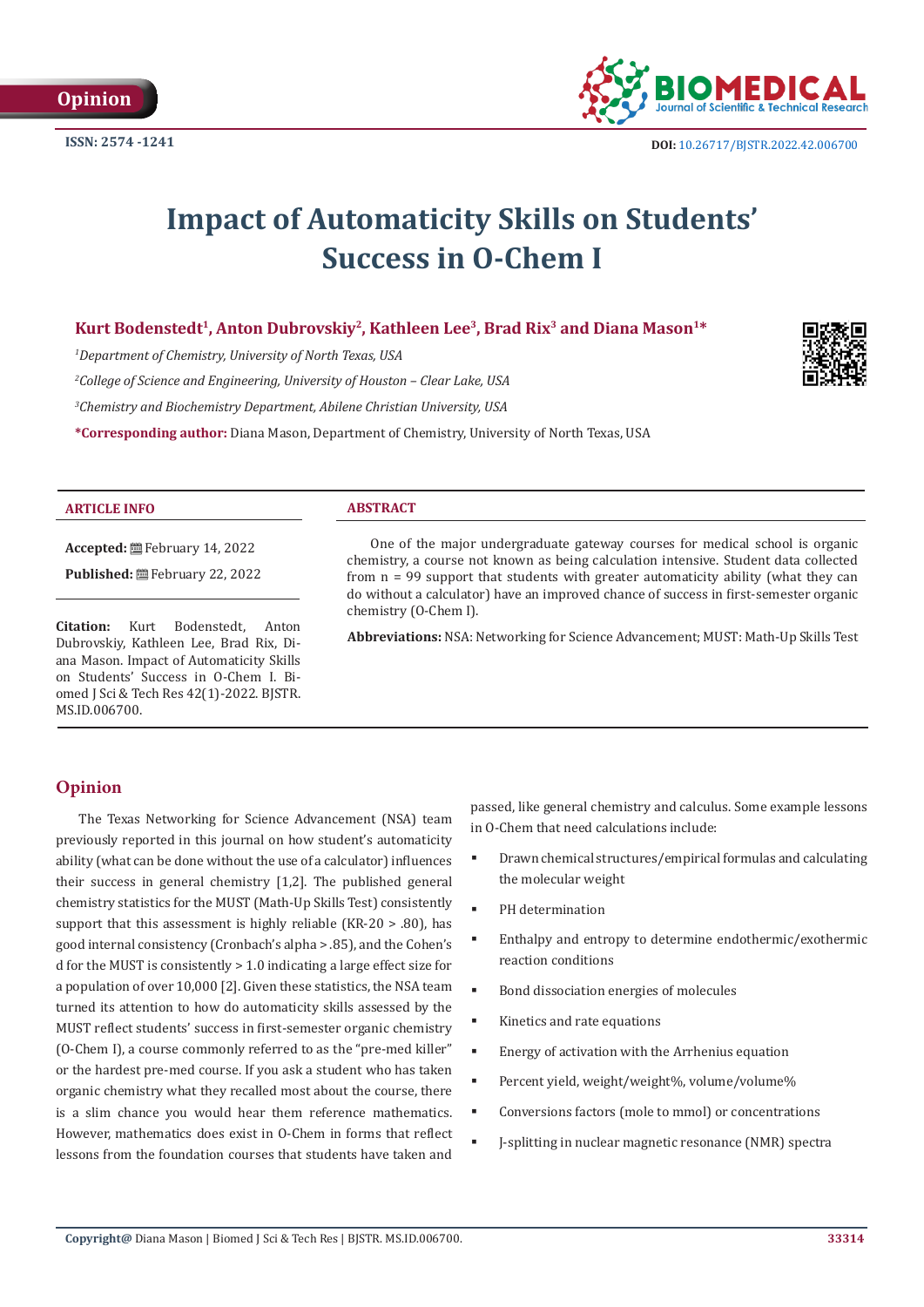Opinion

ISSN: 2574 -1241

DOI: 10.26717/BJSTR.2022.42.006700

# Impact of Automaticity Skills on Students' Success in O-Chem I

**Kurt Bodenstedt[1], Anton Dubrovskiy[2], Kathleen Lee[3], Brad Rix[3] and Diana Mason[1]***

*[1]Department of Chemistry, University of North Texas, USA*

*[2]College of Science and Engineering, University of Houston – Clear Lake, USA*

*[3]Chemistry and Biochemistry Department, Abilene Christian University, USA*

***Corresponding author:** Diana Mason, Department of Chemistry, University of North Texas, USA

## ARTICLE INFO

**Accepted:** February 14, 2022

**Published:** February 22, 2022

**Citation:** Kurt Bodenstedt, Anton Dubrovskiy, Kathleen Lee, Brad Rix, Diana Mason. Impact of Automaticity Skills on Students' Success in O-Chem I. Biomed J Sci & Tech Res 42(1)-2022. BJSTR. MS.ID.006700.

## ABSTRACT

One of the major undergraduate gateway courses for medical school is organic chemistry, a course not known as being calculation intensive. Student data collected from n = 99 support that students with greater automaticity ability (what they can do without a calculator) have an improved chance of success in first-semester organic chemistry (O-Chem I).

**Abbreviations:** NSA: Networking for Science Advancement; MUST: Math-Up Skills Test

## Opinion

The Texas Networking for Science Advancement (NSA) team previously reported in this journal on how student's automaticity ability (what can be done without the use of a calculator) influences their success in general chemistry [1,2]. The published general chemistry statistics for the MUST (Math-Up Skills Test) consistently support that this assessment is highly reliable (KR-20 > .80), has good internal consistency (Cronbach's alpha > .85), and the Cohen's d for the MUST is consistently > 1.0 indicating a large effect size for a population of over 10,000 [2]. Given these statistics, the NSA team turned its attention to how do automaticity skills assessed by the MUST reflect students' success in first-semester organic chemistry (O-Chem I), a course commonly referred to as the "pre-med killer" or the hardest pre-med course. If you ask a student who has taken organic chemistry what they recalled most about the course, there is a slim chance you would hear them reference mathematics. However, mathematics does exist in O-Chem in forms that reflect lessons from the foundation courses that students have taken and passed, like general chemistry and calculus. Some example lessons in O-Chem that need calculations include:

- Drawn chemical structures/empirical formulas and calculating the molecular weight
- PH determination
- Enthalpy and entropy to determine endothermic/exothermic reaction conditions
- Bond dissociation energies of molecules
- Kinetics and rate equations
- Energy of activation with the Arrhenius equation
- Percent yield, weight/weight%, volume/volume%
- Conversions factors (mole to mmol) or concentrations
- J-splitting in nuclear magnetic resonance (NMR) spectra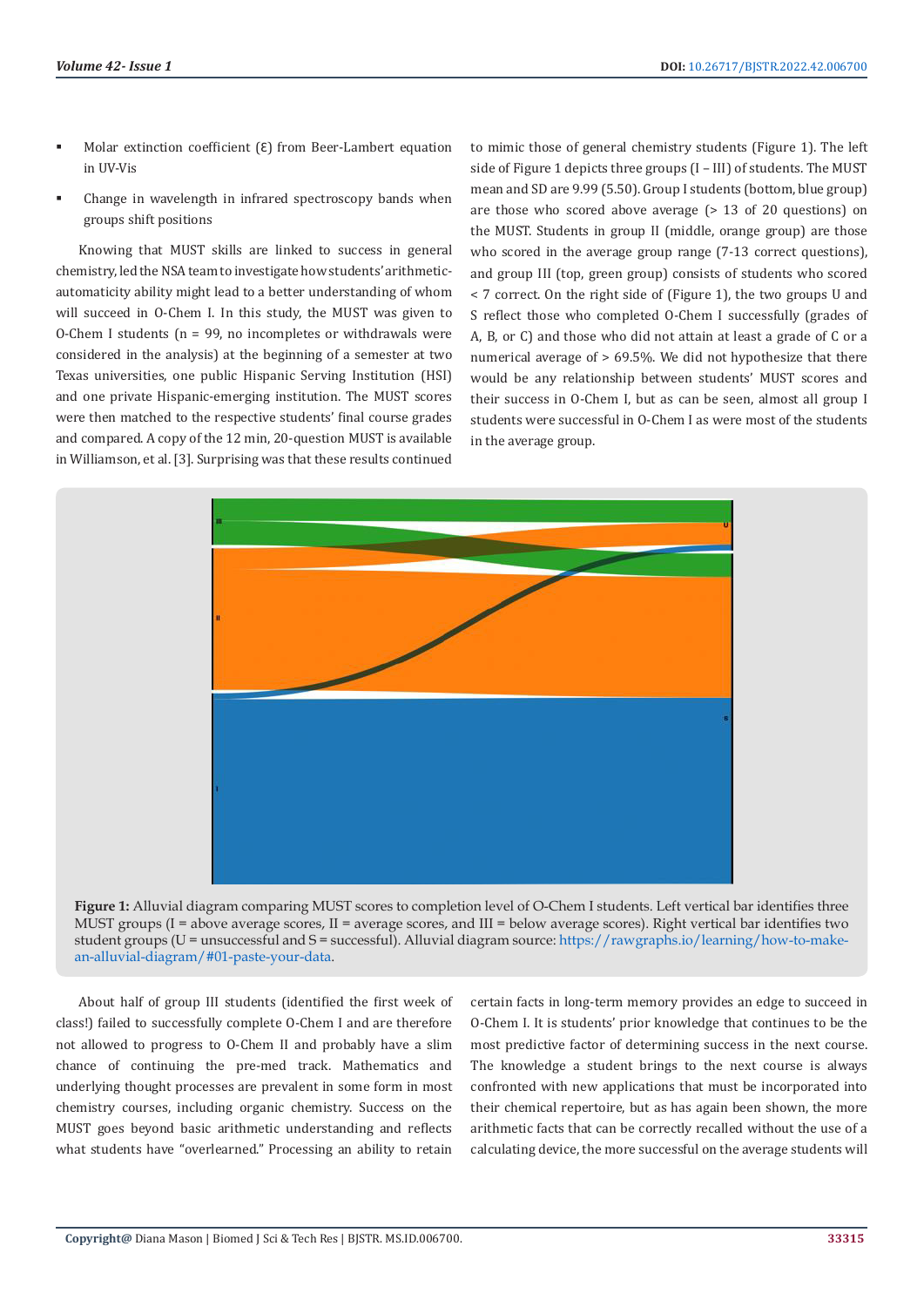- Molar extinction coefficient (ε) from Beer-Lambert equation in UV-Vis
- Change in wavelength in infrared spectroscopy bands when groups shift positions

Knowing that MUST skills are linked to success in general chemistry, led the NSA team to investigate how students' arithmetic-automaticity ability might lead to a better understanding of whom will succeed in O-Chem I. In this study, the MUST was given to O-Chem I students (n = 99, no incompletes or withdrawals were considered in the analysis) at the beginning of a semester at two Texas universities, one public Hispanic Serving Institution (HSI) and one private Hispanic-emerging institution. The MUST scores were then matched to the respective students' final course grades and compared. A copy of the 12 min, 20-question MUST is available in Williamson, et al. [3]. Surprising was that these results continued to mimic those of general chemistry students (Figure 1). The left side of Figure 1 depicts three groups (I – III) of students. The MUST mean and SD are 9.99 (5.50). Group I students (bottom, blue group) are those who scored above average (> 13 of 20 questions) on the MUST. Students in group II (middle, orange group) are those who scored in the average group range (7-13 correct questions), and group III (top, green group) consists of students who scored < 7 correct. On the right side of (Figure 1), the two groups U and S reflect those who completed O-Chem I successfully (grades of A, B, or C) and those who did not attain at least a grade of C or a numerical average of > 69.5%. We did not hypothesize that there would be any relationship between students' MUST scores and their success in O-Chem I, but as can be seen, almost all group I students were successful in O-Chem I as were most of the students in the average group.

**Figure 1:** Alluvial diagram comparing MUST scores to completion level of O-Chem I students. Left vertical bar identifies three MUST groups (I = above average scores, II = average scores, and III = below average scores). Right vertical bar identifies two student groups (U = unsuccessful and S = successful). Alluvial diagram source: https://rawgraphs.io/learning/how-to-make-an-alluvial-diagram/#01-paste-your-data.

About half of group III students (identified the first week of class!) failed to successfully complete O-Chem I and are therefore not allowed to progress to O-Chem II and probably have a slim chance of continuing the pre-med track. Mathematics and underlying thought processes are prevalent in some form in most chemistry courses, including organic chemistry. Success on the MUST goes beyond basic arithmetic understanding and reflects what students have "overlearned." Processing an ability to retain certain facts in long-term memory provides an edge to succeed in O-Chem I. It is students' prior knowledge that continues to be the most predictive factor of determining success in the next course. The knowledge a student brings to the next course is always confronted with new applications that must be incorporated into their chemical repertoire, but as has again been shown, the more arithmetic facts that can be correctly recalled without the use of a calculating device, the more successful on the average students will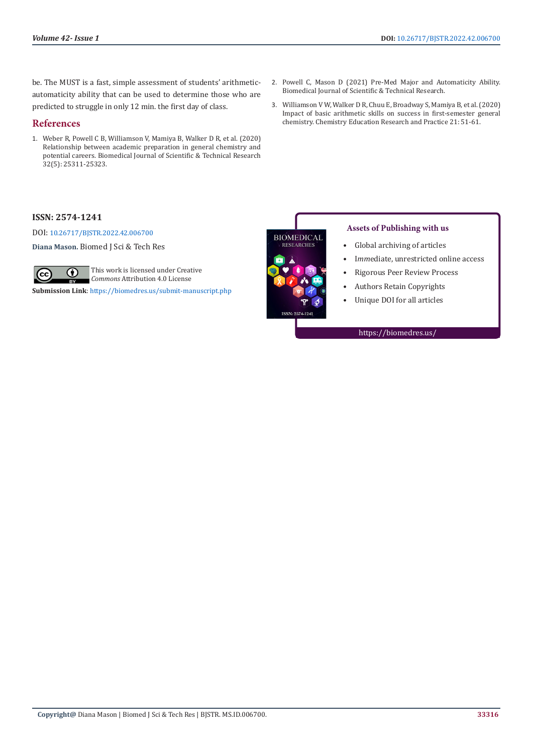be. The MUST is a fast, simple assessment of students' arithmetic-automaticity ability that can be used to determine those who are predicted to struggle in only 12 min. the first day of class.

## References

1. Weber R, Powell C B, Williamson V, Mamiya B, Walker D R, et al. (2020) Relationship between academic preparation in general chemistry and potential careers. Biomedical Journal of Scientific & Technical Research 32(5): 25311-25323.
2. Powell C, Mason D (2021) Pre-Med Major and Automaticity Ability. Biomedical Journal of Scientific & Technical Research.
3. Williamson V W, Walker D R, Chuu E, Broadway S, Mamiya B, et al. (2020) Impact of basic arithmetic skills on success in first-semester general chemistry. Chemistry Education Research and Practice 21: 51-61.

**ISSN: 2574-1241**

DOI: 10.26717/BJSTR.2022.42.006700

**Diana Mason.** Biomed J Sci & Tech Res

This work is licensed under Creative *Commons* Attribution 4.0 License

**Submission Link**: https://biomedres.us/submit-manuscript.php

BIOMEDICAL RESEARCHES

ISSN: 2574-1241

### Assets of Publishing with us

- Global archiving of articles
- Immediate, unrestricted online access
- Rigorous Peer Review Process
- Authors Retain Copyrights
- Unique DOI for all articles

https://biomedres.us/